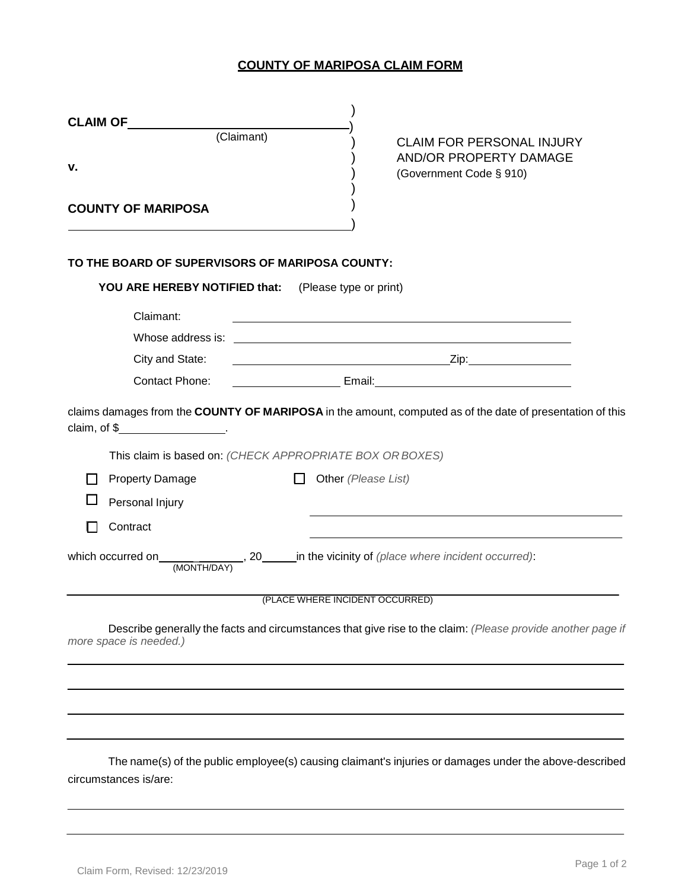# COUNTY OF MARIPOSA CLAIM FORM

**CLAIM OF** ______________________________ )
(Claimant) )

**v.** )

**COUNTY OF MARIPOSA** )
______________________________ )

CLAIM FOR PERSONAL INJURY AND/OR PROPERTY DAMAGE
(Government Code § 910)

**TO THE BOARD OF SUPERVISORS OF MARIPOSA COUNTY:**

**YOU ARE HEREBY NOTIFIED that:** (Please type or print)

Claimant: ______________________________

Whose address is: ______________________________

City and State: ______________________________ Zip: ______________

Contact Phone: ______________ Email: ______________________________

claims damages from the **COUNTY OF MARIPOSA** in the amount, computed as of the date of presentation of this claim, of $______________.

This claim is based on: *(CHECK APPROPRIATE BOX OR BOXES)*

- ☐ Property Damage
- ☐ Personal Injury
- ☐ Contract
- ☐ Other *(Please List)*

______________________________

______________________________

which occurred on ______________ (MONTH/DAY), 20____ in the vicinity of *(place where incident occurred)*:

______________________________
(PLACE WHERE INCIDENT OCCURRED)

Describe generally the facts and circumstances that give rise to the claim: *(Please provide another page if more space is needed.)*

______________________________

______________________________

______________________________

______________________________

The name(s) of the public employee(s) causing claimant's injuries or damages under the above-described circumstances is/are:

______________________________

______________________________

Claim Form, Revised: 12/23/2019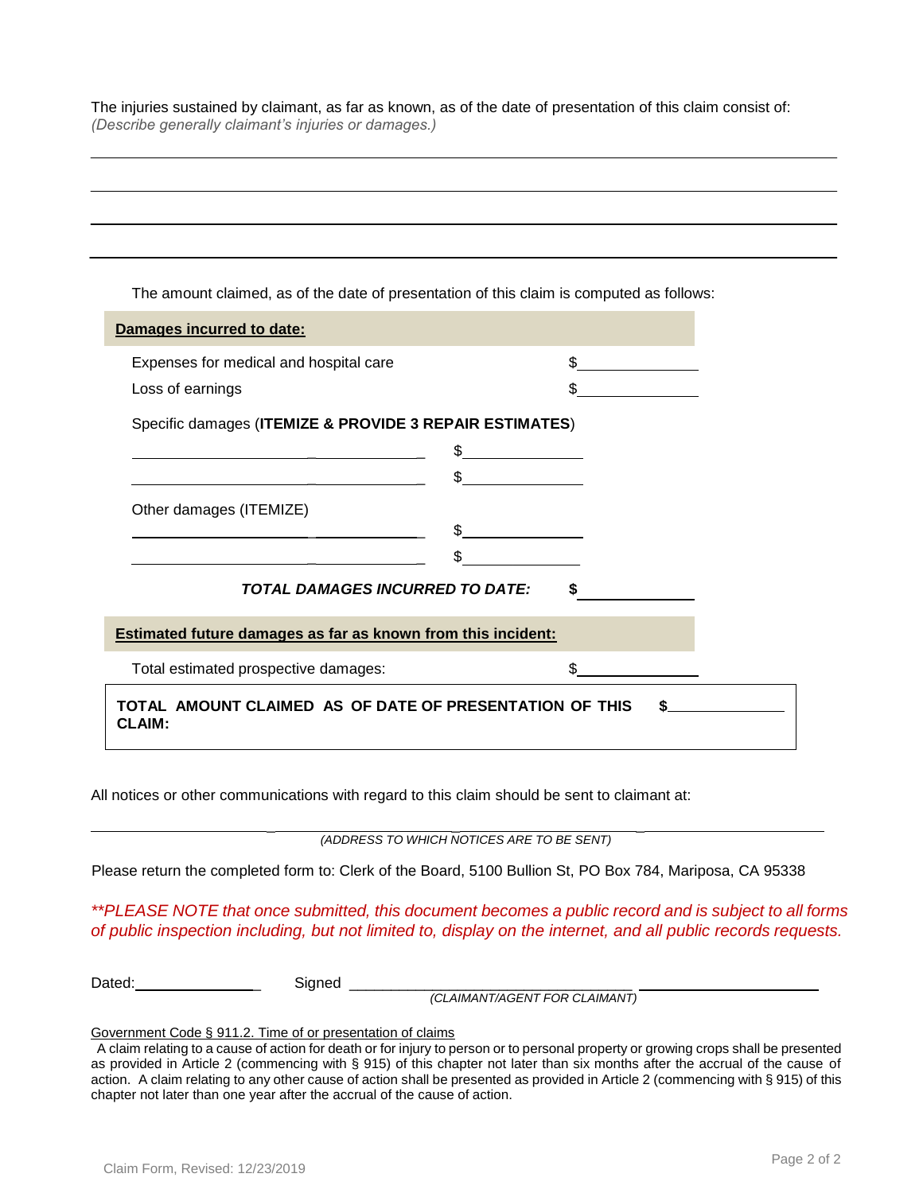The injuries sustained by claimant, as far as known, as of the date of presentation of this claim consist of:
*(Describe generally claimant's injuries or damages.)*

\_\_\_\_\_\_\_\_\_\_\_\_\_\_\_\_\_\_\_\_\_\_\_\_\_\_\_\_\_\_\_\_\_\_\_\_\_\_\_\_\_\_\_\_\_\_\_\_\_\_\_\_\_\_\_\_\_\_\_\_\_\_\_\_\_\_\_\_

\_\_\_\_\_\_\_\_\_\_\_\_\_\_\_\_\_\_\_\_\_\_\_\_\_\_\_\_\_\_\_\_\_\_\_\_\_\_\_\_\_\_\_\_\_\_\_\_\_\_\_\_\_\_\_\_\_\_\_\_\_\_\_\_\_\_\_\_

\_\_\_\_\_\_\_\_\_\_\_\_\_\_\_\_\_\_\_\_\_\_\_\_\_\_\_\_\_\_\_\_\_\_\_\_\_\_\_\_\_\_\_\_\_\_\_\_\_\_\_\_\_\_\_\_\_\_\_\_\_\_\_\_\_\_\_\_

\_\_\_\_\_\_\_\_\_\_\_\_\_\_\_\_\_\_\_\_\_\_\_\_\_\_\_\_\_\_\_\_\_\_\_\_\_\_\_\_\_\_\_\_\_\_\_\_\_\_\_\_\_\_\_\_\_\_\_\_\_\_\_\_\_\_\_\_

The amount claimed, as of the date of presentation of this claim is computed as follows:

**Damages incurred to date:**

Expenses for medical and hospital care $\_\_\_\_\_\_\_\_\_\_

Loss of earnings $\_\_\_\_\_\_\_\_\_\_

Specific damages (**ITEMIZE & PROVIDE 3 REPAIR ESTIMATES**)

\_\_\_\_\_\_\_\_\_\_\_\_\_\_\_\_\_\_\_\_\_\_\_\_ $\_\_\_\_\_\_\_\_\_\_

\_\_\_\_\_\_\_\_\_\_\_\_\_\_\_\_\_\_\_\_\_\_\_\_ $\_\_\_\_\_\_\_\_\_\_

Other damages (ITEMIZE)

\_\_\_\_\_\_\_\_\_\_\_\_\_\_\_\_\_\_\_\_\_\_\_\_ $\_\_\_\_\_\_\_\_\_\_

\_\_\_\_\_\_\_\_\_\_\_\_\_\_\_\_\_\_\_\_\_\_\_\_ $\_\_\_\_\_\_\_\_\_\_

***TOTAL DAMAGES INCURRED TO DATE:*** **$**\_\_\_\_\_\_\_\_\_\_

**Estimated future damages as far as known from this incident:**

Total estimated prospective damages: $\_\_\_\_\_\_\_\_\_\_

**TOTAL AMOUNT CLAIMED AS OF DATE OF PRESENTATION OF THIS CLAIM:** **$**\_\_\_\_\_\_\_\_\_\_

All notices or other communications with regard to this claim should be sent to claimant at:

\_\_\_\_\_\_\_\_\_\_\_\_\_\_\_\_\_\_\_\_\_\_\_\_\_\_\_\_\_\_\_\_\_\_\_\_\_\_\_\_\_\_\_\_\_\_\_\_\_\_\_\_\_\_\_\_\_\_\_\_\_\_\_\_\_\_\_\_
*(ADDRESS TO WHICH NOTICES ARE TO BE SENT)*

Please return the completed form to: Clerk of the Board, 5100 Bullion St, PO Box 784, Mariposa, CA 95338

*\*\*PLEASE NOTE that once submitted, this document becomes a public record and is subject to all forms of public inspection including, but not limited to, display on the internet, and all public records requests.*

Dated:\_\_\_\_\_\_\_\_\_\_\_\_\_\_\_\_ Signed \_\_\_\_\_\_\_\_\_\_\_\_\_\_\_\_\_\_\_\_\_\_\_\_\_\_\_\_\_\_\_\_\_\_\_\_
*(CLAIMANT/AGENT FOR CLAIMANT)*

Government Code § 911.2. Time of or presentation of claims

A claim relating to a cause of action for death or for injury to person or to personal property or growing crops shall be presented as provided in Article 2 (commencing with § 915) of this chapter not later than six months after the accrual of the cause of action. A claim relating to any other cause of action shall be presented as provided in Article 2 (commencing with § 915) of this chapter not later than one year after the accrual of the cause of action.

Claim Form, Revised: 12/23/2019